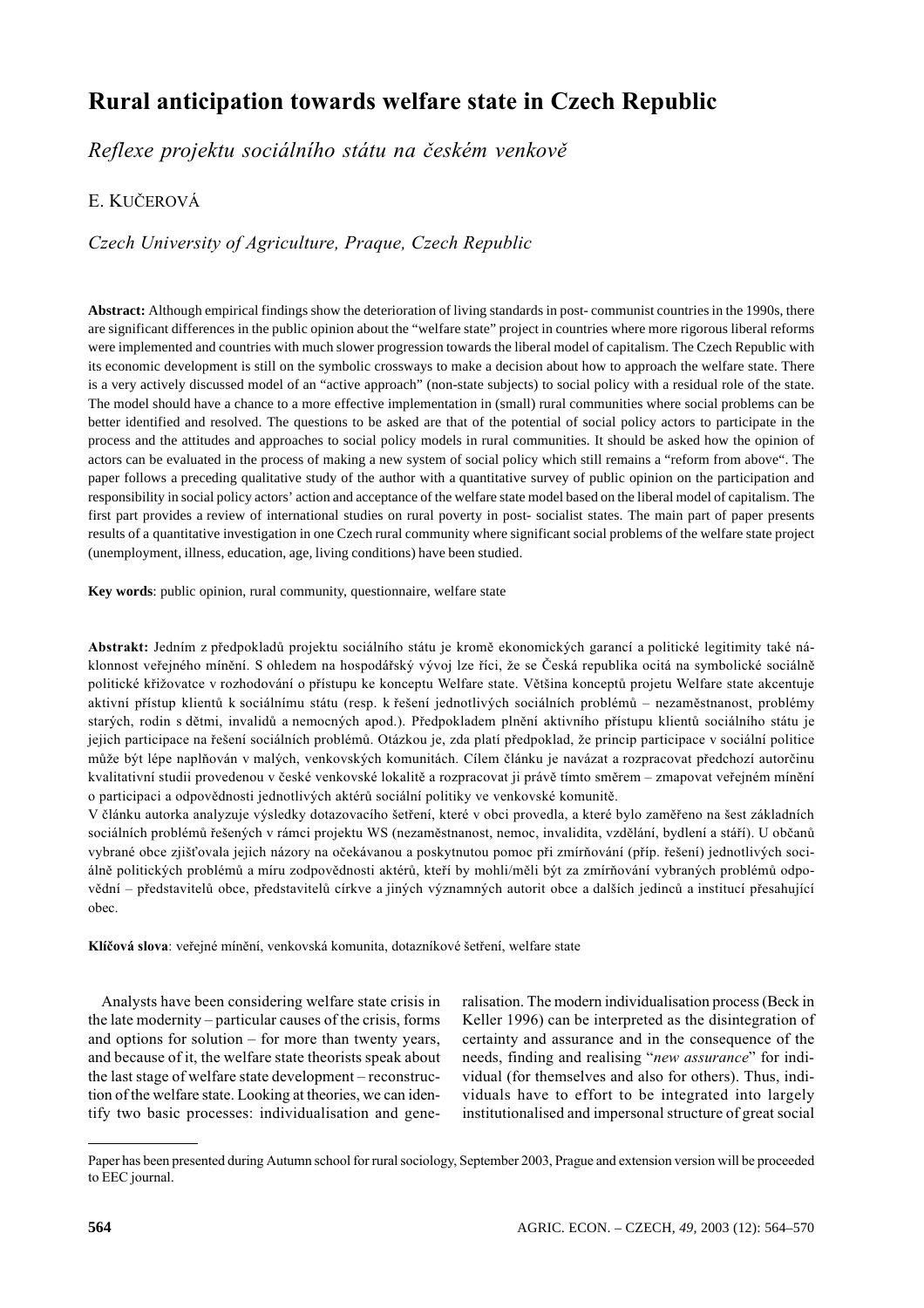# Rural anticipation towards welfare state in Czech Republic

*Reflexe projektu sociálního státu na českém venkově*

E. Kučerová

*Czech University of Agriculture, Praque, Czech Republic*

**Abstract:** Although empirical findings show the deterioration of living standards in post- communist countries in the 1990s, there are significant differences in the public opinion about the "welfare state" project in countries where more rigorous liberal reforms were implemented and countries with much slower progression towards the liberal model of capitalism. The Czech Republic with its economic development is still on the symbolic crossways to make a decision about how to approach the welfare state. There is a very actively discussed model of an "active approach" (non-state subjects) to social policy with a residual role of the state. The model should have a chance to a more effective implementation in (small) rural communities where social problems can be better identified and resolved. The questions to be asked are that of the potential of social policy actors to participate in the process and the attitudes and approaches to social policy models in rural communities. It should be asked how the opinion of actors can be evaluated in the process of making a new system of social policy which still remains a "reform from above". The paper follows a preceding qualitative study of the author with a quantitative survey of public opinion on the participation and responsibility in social policy actors' action and acceptance of the welfare state model based on the liberal model of capitalism. The first part provides a review of international studies on rural poverty in post- socialist states. The main part of paper presents results of a quantitative investigation in one Czech rural community where significant social problems of the welfare state project (unemployment, illness, education, age, living conditions) have been studied.

**Key words**: public opinion, rural community, questionnaire, welfare state

**Abstrakt:** Jedním z předpokladů projektu sociálního státu je kromě ekonomických garancí a politické legitimity také náklonnost veřejného mínění. S ohledem na hospodářský vývoj lze říci, že se Česká republika ocitá na symbolické sociálně politické křižovatce v rozhodování o přístupu ke konceptu Welfare state. Většina konceptů projetu Welfare state akcentuje aktivní přístup klientů k sociálnímu státu (resp. k řešení jednotlivých sociálních problémů – nezaměstnanost, problémy starých, rodin s dětmi, invalidů a nemocných apod.). Předpokladem plnění aktivního přístupu klientů sociálního státu je jejich participace na řešení sociálních problémů. Otázkou je, zda platí předpoklad, že princip participace v sociální politice může být lépe naplňován v malých, venkovských komunitách. Cílem článku je navázat a rozpracovat předchozí autorčinu kvalitativní studii provedenou v české venkovské lokalitě a rozpracovat ji právě tímto směrem – zmapovat veřejném mínění o participaci a odpovědnosti jednotlivých aktérů sociální politiky ve venkovské komunitě.

V článku autorka analyzuje výsledky dotazovacího šetření, které v obci provedla, a které bylo zaměřeno na šest základních sociálních problémů řešených v rámci projektu WS (nezaměstnanost, nemoc, invalidita, vzdělání, bydlení a stáří). U občanů vybrané obce zjišťovala jejich názory na očekávanou a poskytnutou pomoc při zmírňování (příp. řešení) jednotlivých sociálně politických problémů a míru zodpovědnosti aktérů, kteří by mohli/měli být za zmírňování vybraných problémů odpovědní – představitelů obce, představitelů církve a jiných významných autorit obce a dalších jedinců a institucí přesahující obec.

**Klíčová slova**: veřejné mínění, venkovská komunita, dotazníkové šetření, welfare state

Analysts have been considering welfare state crisis in the late modernity – particular causes of the crisis, forms and options for solution – for more than twenty years, and because of it, the welfare state theorists speak about the last stage of welfare state development – reconstruction of the welfare state. Looking at theories, we can identify two basic processes: individualisation and generalisation. The modern individualisation process (Beck in Keller 1996) can be interpreted as the disintegration of certainty and assurance and in the consequence of the needs, finding and realising "*new assurance*" for individual (for themselves and also for others). Thus, individuals have to effort to be integrated into largely institutionalised and impersonal structure of great social

---

Paper has been presented during Autumn school for rural sociology, September 2003, Prague and extension version will be proceeded to EEC journal.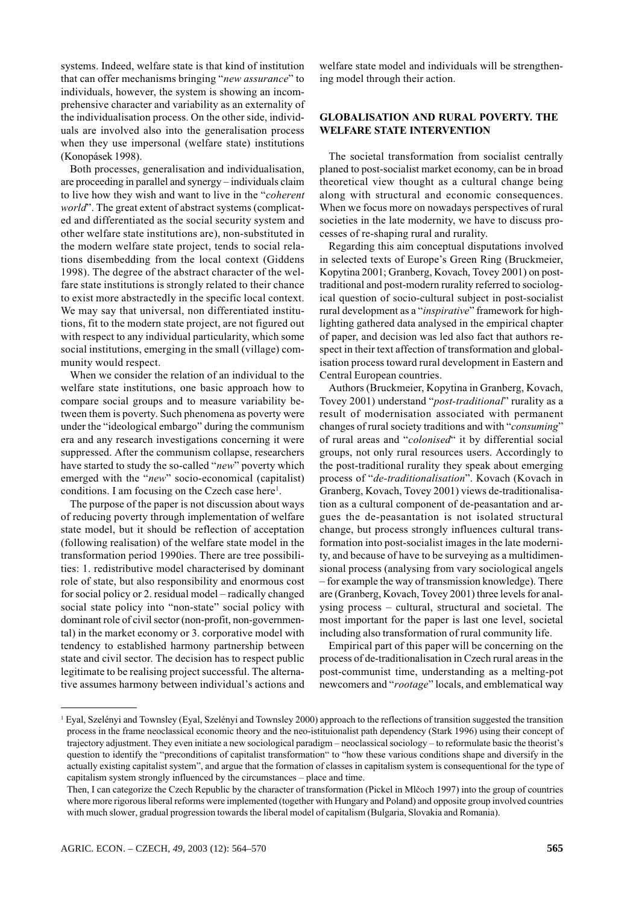systems. Indeed, welfare state is that kind of institution that can offer mechanisms bringing "*new assurance*" to individuals, however, the system is showing an incomprehensive character and variability as an externality of the individualisation process. On the other side, individuals are involved also into the generalisation process when they use impersonal (welfare state) institutions (Konopásek 1998).

Both processes, generalisation and individualisation, are proceeding in parallel and synergy – individuals claim to live how they wish and want to live in the "*coherent world*". The great extent of abstract systems (complicated and differentiated as the social security system and other welfare state institutions are), non-substituted in the modern welfare state project, tends to social relations disembedding from the local context (Giddens 1998). The degree of the abstract character of the welfare state institutions is strongly related to their chance to exist more abstractedly in the specific local context. We may say that universal, non differentiated institutions, fit to the modern state project, are not figured out with respect to any individual particularity, which some social institutions, emerging in the small (village) community would respect.

When we consider the relation of an individual to the welfare state institutions, one basic approach how to compare social groups and to measure variability between them is poverty. Such phenomena as poverty were under the "ideological embargo" during the communism era and any research investigations concerning it were suppressed. After the communism collapse, researchers have started to study the so-called "*new*" poverty which emerged with the "*new*" socio-economical (capitalist) conditions. I am focusing on the Czech case here[1].

The purpose of the paper is not discussion about ways of reducing poverty through implementation of welfare state model, but it should be reflection of acceptation (following realisation) of the welfare state model in the transformation period 1990ies. There are tree possibilities: 1. redistributive model characterised by dominant role of state, but also responsibility and enormous cost for social policy or 2. residual model – radically changed social state policy into "non-state" social policy with dominant role of civil sector (non-profit, non-governmental) in the market economy or 3. corporative model with tendency to established harmony partnership between state and civil sector. The decision has to respect public legitimate to be realising project successful. The alternative assumes harmony between individual's actions and welfare state model and individuals will be strengthening model through their action.

## GLOBALISATION AND RURAL POVERTY. THE WELFARE STATE INTERVENTION

The societal transformation from socialist centrally planed to post-socialist market economy, can be in broad theoretical view thought as a cultural change being along with structural and economic consequences. When we focus more on nowadays perspectives of rural societies in the late modernity, we have to discuss processes of re-shaping rural and rurality.

Regarding this aim conceptual disputations involved in selected texts of Europe's Green Ring (Bruckmeier, Kopytina 2001; Granberg, Kovach, Tovey 2001) on post-traditional and post-modern rurality referred to sociological question of socio-cultural subject in post-socialist rural development as a "*inspirative*" framework for highlighting gathered data analysed in the empirical chapter of paper, and decision was led also fact that authors respect in their text affection of transformation and globalisation process toward rural development in Eastern and Central European countries.

Authors (Bruckmeier, Kopytina in Granberg, Kovach, Tovey 2001) understand "*post-traditional*" rurality as a result of modernisation associated with permanent changes of rural society traditions and with "*consuming*" of rural areas and "*colonised*" it by differential social groups, not only rural resources users. Accordingly to the post-traditional rurality they speak about emerging process of "*de-traditionalisation*". Kovach (Kovach in Granberg, Kovach, Tovey 2001) views de-traditionalisation as a cultural component of de-peasantation and argues the de-peasantation is not isolated structural change, but process strongly influences cultural transformation into post-socialist images in the late modernity, and because of have to be surveying as a multidimensional process (analysing from vary sociological angels – for example the way of transmission knowledge). There are (Granberg, Kovach, Tovey 2001) three levels for analysing process – cultural, structural and societal. The most important for the paper is last one level, societal including also transformation of rural community life.

Empirical part of this paper will be concerning on the process of de-traditionalisation in Czech rural areas in the post-communist time, understanding as a melting-pot newcomers and "*rootage*" locals, and emblematical way

---

[1] Eyal, Szelényi and Townsley (Eyal, Szelényi and Townsley 2000) approach to the reflections of transition suggested the transition process in the frame neoclassical economic theory and the neo-istituionalist path dependency (Stark 1996) using their concept of trajectory adjustment. They even initiate a new sociological paradigm – neoclassical sociology – to reformulate basic the theorist's question to identify the "preconditions of capitalist transformation" to "how these various conditions shape and diversify in the actually existing capitalist system", and argue that the formation of classes in capitalism system is consequentional for the type of capitalism system strongly influenced by the circumstances – place and time.

Then, I can categorize the Czech Republic by the character of transformation (Pickel in Mlčoch 1997) into the group of countries where more rigorous liberal reforms were implemented (together with Hungary and Poland) and opposite group involved countries with much slower, gradual progression towards the liberal model of capitalism (Bulgaria, Slovakia and Romania).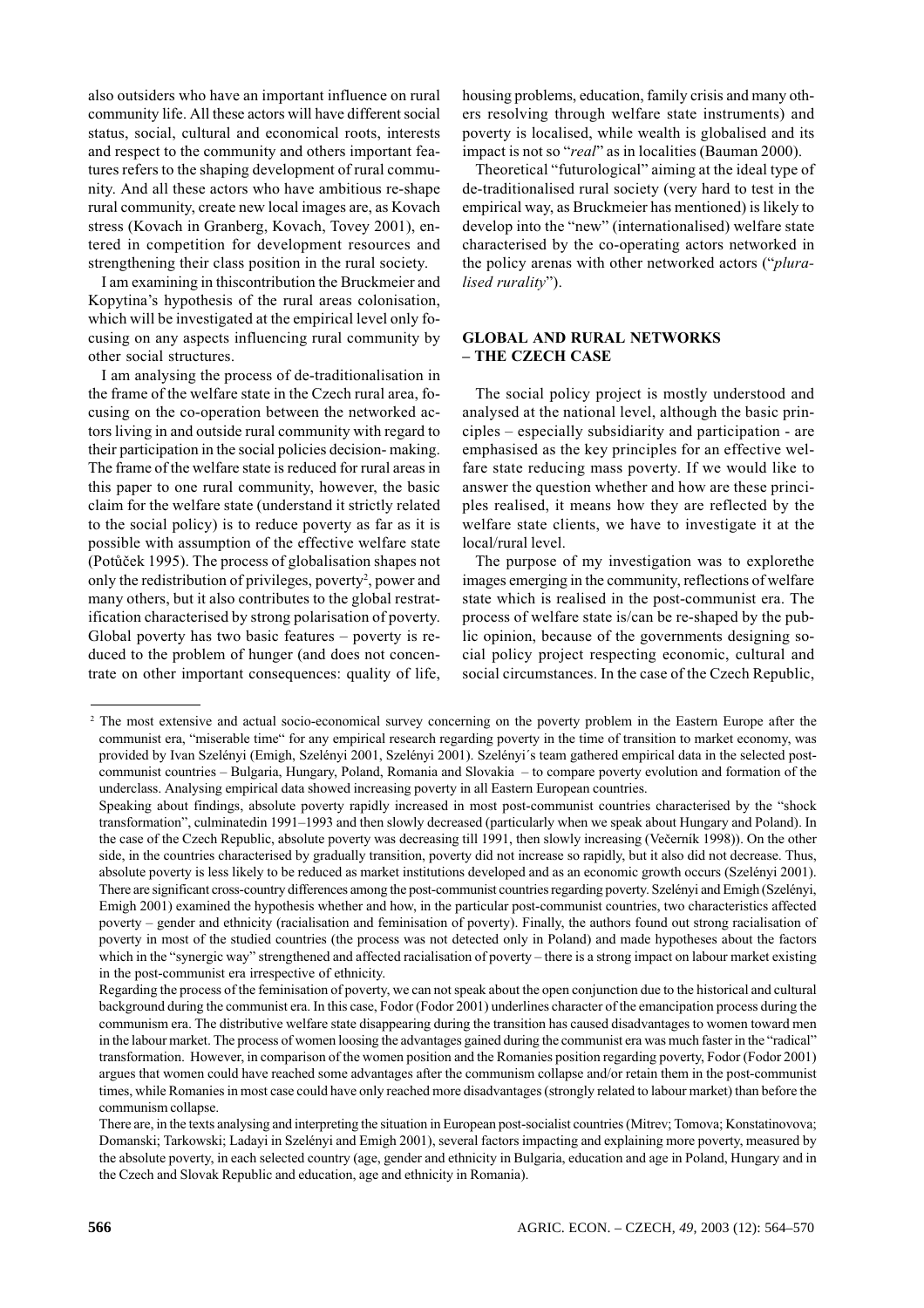also outsiders who have an important influence on rural community life. All these actors will have different social status, social, cultural and economical roots, interests and respect to the community and others important features refers to the shaping development of rural community. And all these actors who have ambitious re-shape rural community, create new local images are, as Kovach stress (Kovach in Granberg, Kovach, Tovey 2001), entered in competition for development resources and strengthening their class position in the rural society.

I am examining in thiscontribution the Bruckmeier and Kopytina's hypothesis of the rural areas colonisation, which will be investigated at the empirical level only focusing on any aspects influencing rural community by other social structures.

I am analysing the process of de-traditionalisation in the frame of the welfare state in the Czech rural area, focusing on the co-operation between the networked actors living in and outside rural community with regard to their participation in the social policies decision- making. The frame of the welfare state is reduced for rural areas in this paper to one rural community, however, the basic claim for the welfare state (understand it strictly related to the social policy) is to reduce poverty as far as it is possible with assumption of the effective welfare state (Potůček 1995). The process of globalisation shapes not only the redistribution of privileges, poverty[2], power and many others, but it also contributes to the global restratification characterised by strong polarisation of poverty. Global poverty has two basic features – poverty is reduced to the problem of hunger (and does not concentrate on other important consequences: quality of life, housing problems, education, family crisis and many others resolving through welfare state instruments) and poverty is localised, while wealth is globalised and its impact is not so "*real*" as in localities (Bauman 2000).

Theoretical "futurological" aiming at the ideal type of de-traditionalised rural society (very hard to test in the empirical way, as Bruckmeier has mentioned) is likely to develop into the "new" (internationalised) welfare state characterised by the co-operating actors networked in the policy arenas with other networked actors ("*pluralised rurality*").

## GLOBAL AND RURAL NETWORKS – THE CZECH CASE

The social policy project is mostly understood and analysed at the national level, although the basic principles – especially subsidiarity and participation - are emphasised as the key principles for an effective welfare state reducing mass poverty. If we would like to answer the question whether and how are these principles realised, it means how they are reflected by the welfare state clients, we have to investigate it at the local/rural level.

The purpose of my investigation was to explorethe images emerging in the community, reflections of welfare state which is realised in the post-communist era. The process of welfare state is/can be re-shaped by the public opinion, because of the governments designing social policy project respecting economic, cultural and social circumstances. In the case of the Czech Republic,

---

[2] The most extensive and actual socio-economical survey concerning on the poverty problem in the Eastern Europe after the communist era, "miserable time" for any empirical research regarding poverty in the time of transition to market economy, was provided by Ivan Szelényi (Emigh, Szelényi 2001, Szelényi 2001). Szelényi´s team gathered empirical data in the selected post-communist countries – Bulgaria, Hungary, Poland, Romania and Slovakia – to compare poverty evolution and formation of the underclass. Analysing empirical data showed increasing poverty in all Eastern European countries.

Speaking about findings, absolute poverty rapidly increased in most post-communist countries characterised by the "shock transformation", culminatedin 1991–1993 and then slowly decreased (particularly when we speak about Hungary and Poland). In the case of the Czech Republic, absolute poverty was decreasing till 1991, then slowly increasing (Večerník 1998)). On the other side, in the countries characterised by gradually transition, poverty did not increase so rapidly, but it also did not decrease. Thus, absolute poverty is less likely to be reduced as market institutions developed and as an economic growth occurs (Szelényi 2001). There are significant cross-country differences among the post-communist countries regarding poverty. Szelényi and Emigh (Szelényi, Emigh 2001) examined the hypothesis whether and how, in the particular post-communist countries, two characteristics affected poverty – gender and ethnicity (racialisation and feminisation of poverty). Finally, the authors found out strong racialisation of poverty in most of the studied countries (the process was not detected only in Poland) and made hypotheses about the factors which in the "synergic way" strengthened and affected racialisation of poverty – there is a strong impact on labour market existing in the post-communist era irrespective of ethnicity.

Regarding the process of the feminisation of poverty, we can not speak about the open conjunction due to the historical and cultural background during the communist era. In this case, Fodor (Fodor 2001) underlines character of the emancipation process during the communism era. The distributive welfare state disappearing during the transition has caused disadvantages to women toward men in the labour market. The process of women loosing the advantages gained during the communist era was much faster in the "radical" transformation. However, in comparison of the women position and the Romanies position regarding poverty, Fodor (Fodor 2001) argues that women could have reached some advantages after the communism collapse and/or retain them in the post-communist times, while Romanies in most case could have only reached more disadvantages (strongly related to labour market) than before the communism collapse.

There are, in the texts analysing and interpreting the situation in European post-socialist countries (Mitrev; Tomova; Konstatinovova; Domanski; Tarkowski; Ladayi in Szelényi and Emigh 2001), several factors impacting and explaining more poverty, measured by the absolute poverty, in each selected country (age, gender and ethnicity in Bulgaria, education and age in Poland, Hungary and in the Czech and Slovak Republic and education, age and ethnicity in Romania).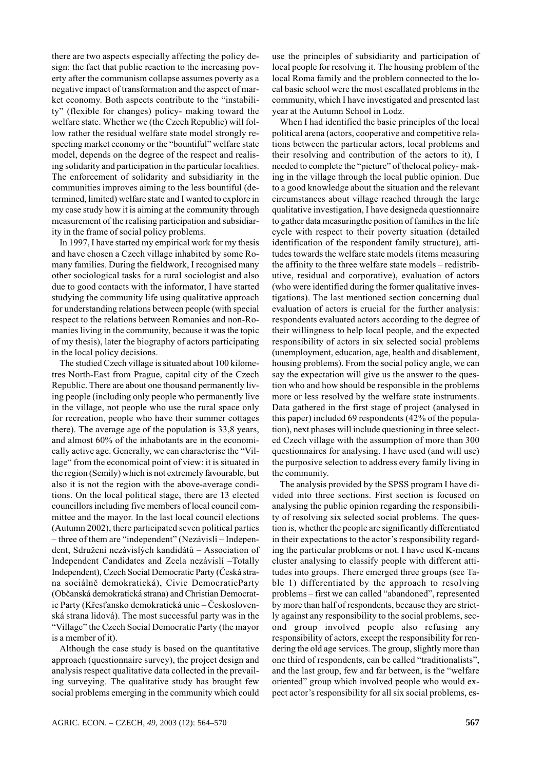there are two aspects especially affecting the policy design: the fact that public reaction to the increasing poverty after the communism collapse assumes poverty as a negative impact of transformation and the aspect of market economy. Both aspects contribute to the "instability" (flexible for changes) policy- making toward the welfare state. Whether we (the Czech Republic) will follow rather the residual welfare state model strongly respecting market economy or the "bountiful" welfare state model, depends on the degree of the respect and realising solidarity and participation in the particular localities. The enforcement of solidarity and subsidiarity in the communities improves aiming to the less bountiful (determined, limited) welfare state and I wanted to explore in my case study how it is aiming at the community through measurement of the realising participation and subsidiarity in the frame of social policy problems.

In 1997, I have started my empirical work for my thesis and have chosen a Czech village inhabited by some Romany families. During the fieldwork, I recognised many other sociological tasks for a rural sociologist and also due to good contacts with the informator, I have started studying the community life using qualitative approach for understanding relations between people (with special respect to the relations between Romanies and non-Romanies living in the community, because it was the topic of my thesis), later the biography of actors participating in the local policy decisions.

The studied Czech village is situated about 100 kilometres North-East from Prague, capital city of the Czech Republic. There are about one thousand permanently living people (including only people who permanently live in the village, not people who use the rural space only for recreation, people who have their summer cottages there). The average age of the population is 33,8 years, and almost 60% of the inhabotants are in the economically active age. Generally, we can characterise the "Village" from the economical point of view: it is situated in the region (Semily) which is not extremely favourable, but also it is not the region with the above-average conditions. On the local political stage, there are 13 elected councillors including five members of local council committee and the mayor. In the last local council elections (Autumn 2002), there participated seven political parties – three of them are "independent" (Nezávislí – Independent, Sdružení nezávislých kandidátů – Association of Independent Candidates and Zcela nezávislí –Totally Independent), Czech Social Democratic Party (Česká strana sociálně demokratická), Civic DemocraticParty (Občanská demokratická strana) and Christian Democratic Party (Křesťansko demokratická unie – Československá strana lidová). The most successful party was in the "Village" the Czech Social Democratic Party (the mayor is a member of it).

Although the case study is based on the quantitative approach (questionnaire survey), the project design and analysis respect qualitative data collected in the prevailing surveying. The qualitative study has brought few social problems emerging in the community which could use the principles of subsidiarity and participation of local people for resolving it. The housing problem of the local Roma family and the problem connected to the local basic school were the most escallated problems in the community, which I have investigated and presented last year at the Autumn School in Lodz.

When I had identified the basic principles of the local political arena (actors, cooperative and competitive relations between the particular actors, local problems and their resolving and contribution of the actors to it), I needed to complete the "picture" of thelocal policy- making in the village through the local public opinion. Due to a good knowledge about the situation and the relevant circumstances about village reached through the large qualitative investigation, I have designeda questionnaire to gather data measuringthe position of families in the life cycle with respect to their poverty situation (detailed identification of the respondent family structure), attitudes towards the welfare state models (items measuring the affinity to the three welfare state models – redistributive, residual and corporative), evaluation of actors (who were identified during the former qualitative investigations). The last mentioned section concerning dual evaluation of actors is crucial for the further analysis: respondents evaluated actors according to the degree of their willingness to help local people, and the expected responsibility of actors in six selected social problems (unemployment, education, age, health and disablement, housing problems). From the social policy angle, we can say the expectation will give us the answer to the question who and how should be responsible in the problems more or less resolved by the welfare state instruments. Data gathered in the first stage of project (analysed in this paper) included 69 respondents (42% of the population), next phases will include questioning in three selected Czech village with the assumption of more than 300 questionnaires for analysing. I have used (and will use) the purposive selection to address every family living in the community.

The analysis provided by the SPSS program I have divided into three sections. First section is focused on analysing the public opinion regarding the responsibility of resolving six selected social problems. The question is, whether the people are significantly differentiated in their expectations to the actor's responsibility regarding the particular problems or not. I have used K-means cluster analysing to classify people with different attitudes into groups. There emerged three groups (see Table 1) differentiated by the approach to resolving problems – first we can called "abandoned", represented by more than half of respondents, because they are strictly against any responsibility to the social problems, second group involved people also refusing any responsibility of actors, except the responsibility for rendering the old age services. The group, slightly more than one third of respondents, can be called "traditionalists", and the last group, few and far between, is the "welfare oriented" group which involved people who would expect actor's responsibility for all six social problems, es-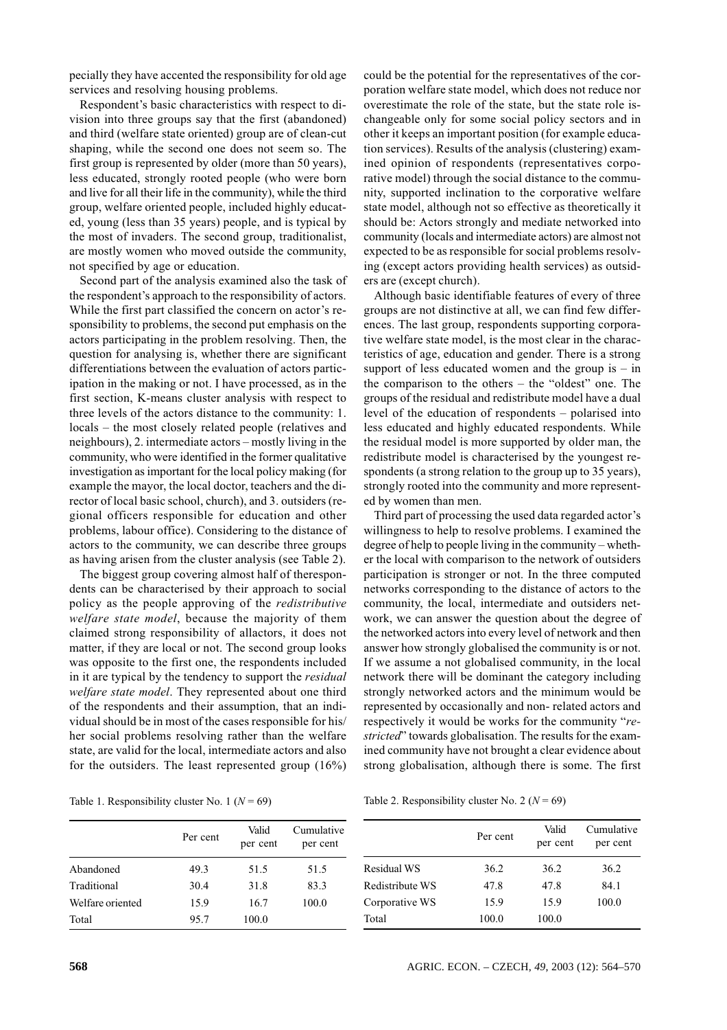pecially they have accented the responsibility for old age services and resolving housing problems.

Respondent's basic characteristics with respect to division into three groups say that the first (abandoned) and third (welfare state oriented) group are of clean-cut shaping, while the second one does not seem so. The first group is represented by older (more than 50 years), less educated, strongly rooted people (who were born and live for all their life in the community), while the third group, welfare oriented people, included highly educated, young (less than 35 years) people, and is typical by the most of invaders. The second group, traditionalist, are mostly women who moved outside the community, not specified by age or education.

Second part of the analysis examined also the task of the respondent's approach to the responsibility of actors. While the first part classified the concern on actor's responsibility to problems, the second put emphasis on the actors participating in the problem resolving. Then, the question for analysing is, whether there are significant differentiations between the evaluation of actors participation in the making or not. I have processed, as in the first section, K-means cluster analysis with respect to three levels of the actors distance to the community: 1. locals – the most closely related people (relatives and neighbours), 2. intermediate actors – mostly living in the community, who were identified in the former qualitative investigation as important for the local policy making (for example the mayor, the local doctor, teachers and the director of local basic school, church), and 3. outsiders (regional officers responsible for education and other problems, labour office). Considering to the distance of actors to the community, we can describe three groups as having arisen from the cluster analysis (see Table 2).

The biggest group covering almost half of therespondents can be characterised by their approach to social policy as the people approving of the *redistributive welfare state model*, because the majority of them claimed strong responsibility of allactors, it does not matter, if they are local or not. The second group looks was opposite to the first one, the respondents included in it are typical by the tendency to support the *residual welfare state model*. They represented about one third of the respondents and their assumption, that an individual should be in most of the cases responsible for his/her social problems resolving rather than the welfare state, are valid for the local, intermediate actors and also for the outsiders. The least represented group (16%) could be the potential for the representatives of the corporation welfare state model, which does not reduce nor overestimate the role of the state, but the state role is changeable only for some social policy sectors and in other it keeps an important position (for example education services). Results of the analysis (clustering) examined opinion of respondents (representatives corporative model) through the social distance to the community, supported inclination to the corporative welfare state model, although not so effective as theoretically it should be: Actors strongly and mediate networked into community (locals and intermediate actors) are almost not expected to be as responsible for social problems resolving (except actors providing health services) as outsiders are (except church).

Although basic identifiable features of every of three groups are not distinctive at all, we can find few differences. The last group, respondents supporting corporative welfare state model, is the most clear in the characteristics of age, education and gender. There is a strong support of less educated women and the group is – in the comparison to the others – the "oldest" one. The groups of the residual and redistribute model have a dual level of the education of respondents – polarised into less educated and highly educated respondents. While the residual model is more supported by older man, the redistribute model is characterised by the youngest respondents (a strong relation to the group up to 35 years), strongly rooted into the community and more represented by women than men.

Third part of processing the used data regarded actor's willingness to help to resolve problems. I examined the degree of help to people living in the community – whether the local with comparison to the network of outsiders participation is stronger or not. In the three computed networks corresponding to the distance of actors to the community, the local, intermediate and outsiders network, we can answer the question about the degree of the networked actors into every level of network and then answer how strongly globalised the community is or not. If we assume a not globalised community, in the local network there will be dominant the category including strongly networked actors and the minimum would be represented by occasionally and non- related actors and respectively it would be works for the community "*restricted*" towards globalisation. The results for the examined community have not brought a clear evidence about strong globalisation, although there is some. The first

Table 1. Responsibility cluster No. 1 ($N = 69$)

| | Per cent | Valid per cent | Cumulative per cent |
|---|---|---|---|
| Abandoned | 49.3 | 51.5 | 51.5 |
| Traditional | 30.4 | 31.8 | 83.3 |
| Welfare oriented | 15.9 | 16.7 | 100.0 |
| Total | 95.7 | 100.0 | |

Table 2. Responsibility cluster No. 2 ($N = 69$)

| | Per cent | Valid per cent | Cumulative per cent |
|---|---|---|---|
| Residual WS | 36.2 | 36.2 | 36.2 |
| Redistribute WS | 47.8 | 47.8 | 84.1 |
| Corporative WS | 15.9 | 15.9 | 100.0 |
| Total | 100.0 | 100.0 | |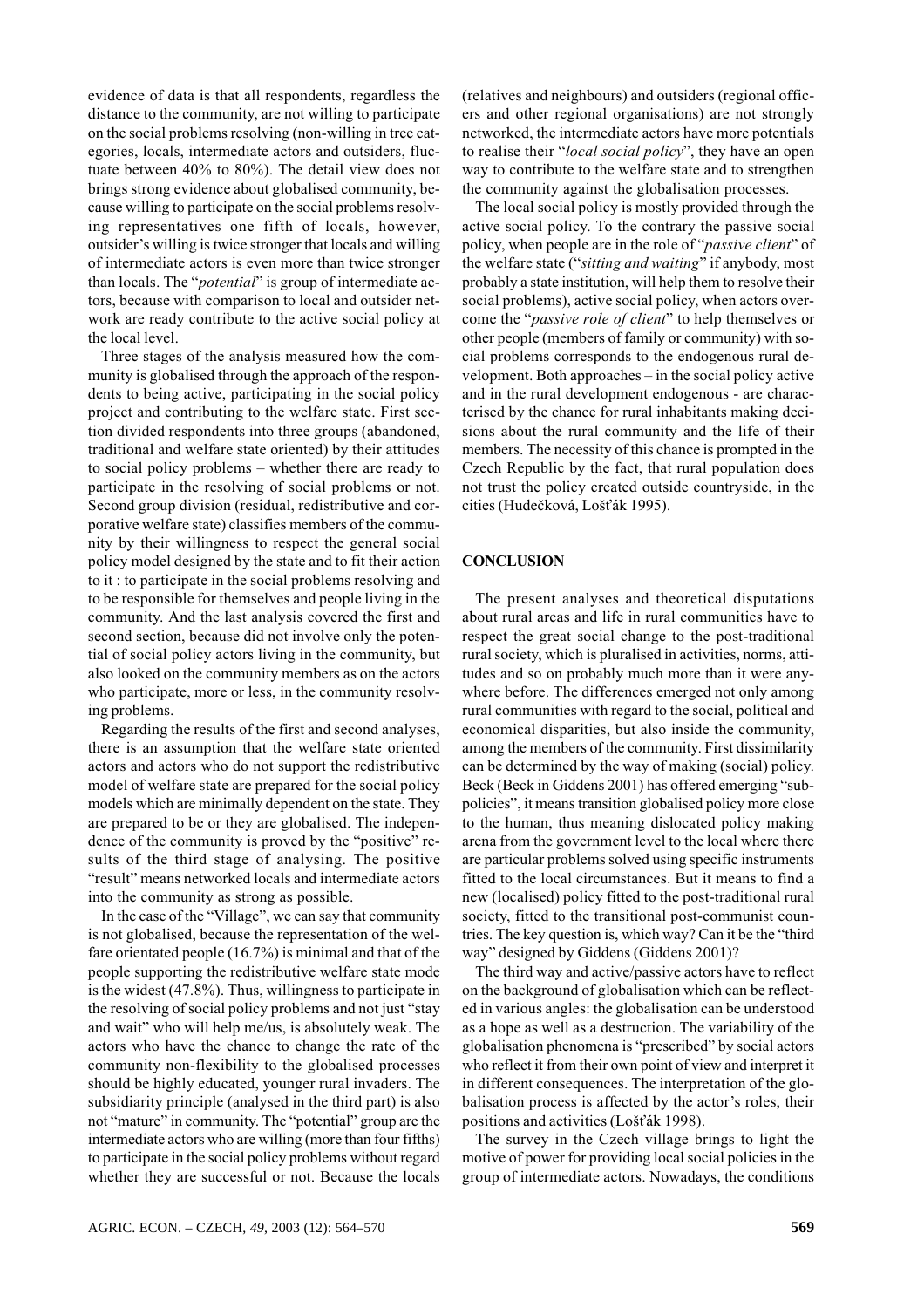evidence of data is that all respondents, regardless the distance to the community, are not willing to participate on the social problems resolving (non-willing in tree categories, locals, intermediate actors and outsiders, fluctuate between 40% to 80%). The detail view does not brings strong evidence about globalised community, because willing to participate on the social problems resolving representatives one fifth of locals, however, outsider's willing is twice stronger that locals and willing of intermediate actors is even more than twice stronger than locals. The "*potential*" is group of intermediate actors, because with comparison to local and outsider network are ready contribute to the active social policy at the local level.

Three stages of the analysis measured how the community is globalised through the approach of the respondents to being active, participating in the social policy project and contributing to the welfare state. First section divided respondents into three groups (abandoned, traditional and welfare state oriented) by their attitudes to social policy problems – whether there are ready to participate in the resolving of social problems or not. Second group division (residual, redistributive and corporative welfare state) classifies members of the community by their willingness to respect the general social policy model designed by the state and to fit their action to it : to participate in the social problems resolving and to be responsible for themselves and people living in the community. And the last analysis covered the first and second section, because did not involve only the potential of social policy actors living in the community, but also looked on the community members as on the actors who participate, more or less, in the community resolving problems.

Regarding the results of the first and second analyses, there is an assumption that the welfare state oriented actors and actors who do not support the redistributive model of welfare state are prepared for the social policy models which are minimally dependent on the state. They are prepared to be or they are globalised. The independence of the community is proved by the "positive" results of the third stage of analysing. The positive "result" means networked locals and intermediate actors into the community as strong as possible.

In the case of the "Village", we can say that community is not globalised, because the representation of the welfare orientated people (16.7%) is minimal and that of the people supporting the redistributive welfare state mode is the widest (47.8%). Thus, willingness to participate in the resolving of social policy problems and not just "stay and wait" who will help me/us, is absolutely weak. The actors who have the chance to change the rate of the community non-flexibility to the globalised processes should be highly educated, younger rural invaders. The subsidiarity principle (analysed in the third part) is also not "mature" in community. The "potential" group are the intermediate actors who are willing (more than four fifths) to participate in the social policy problems without regard whether they are successful or not. Because the locals (relatives and neighbours) and outsiders (regional officers and other regional organisations) are not strongly networked, the intermediate actors have more potentials to realise their "*local social policy*", they have an open way to contribute to the welfare state and to strengthen the community against the globalisation processes.

The local social policy is mostly provided through the active social policy. To the contrary the passive social policy, when people are in the role of "*passive client*" of the welfare state ("*sitting and waiting*" if anybody, most probably a state institution, will help them to resolve their social problems), active social policy, when actors overcome the "*passive role of client*" to help themselves or other people (members of family or community) with social problems corresponds to the endogenous rural development. Both approaches – in the social policy active and in the rural development endogenous - are characterised by the chance for rural inhabitants making decisions about the rural community and the life of their members. The necessity of this chance is prompted in the Czech Republic by the fact, that rural population does not trust the policy created outside countryside, in the cities (Hudečková, Lošťák 1995).

## CONCLUSION

The present analyses and theoretical disputations about rural areas and life in rural communities have to respect the great social change to the post-traditional rural society, which is pluralised in activities, norms, attitudes and so on probably much more than it were anywhere before. The differences emerged not only among rural communities with regard to the social, political and economical disparities, but also inside the community, among the members of the community. First dissimilarity can be determined by the way of making (social) policy. Beck (Beck in Giddens 2001) has offered emerging "subpolicies", it means transition globalised policy more close to the human, thus meaning dislocated policy making arena from the government level to the local where there are particular problems solved using specific instruments fitted to the local circumstances. But it means to find a new (localised) policy fitted to the post-traditional rural society, fitted to the transitional post-communist countries. The key question is, which way? Can it be the "third way" designed by Giddens (Giddens 2001)?

The third way and active/passive actors have to reflect on the background of globalisation which can be reflected in various angles: the globalisation can be understood as a hope as well as a destruction. The variability of the globalisation phenomena is "prescribed" by social actors who reflect it from their own point of view and interpret it in different consequences. The interpretation of the globalisation process is affected by the actor's roles, their positions and activities (Lošťák 1998).

The survey in the Czech village brings to light the motive of power for providing local social policies in the group of intermediate actors. Nowadays, the conditions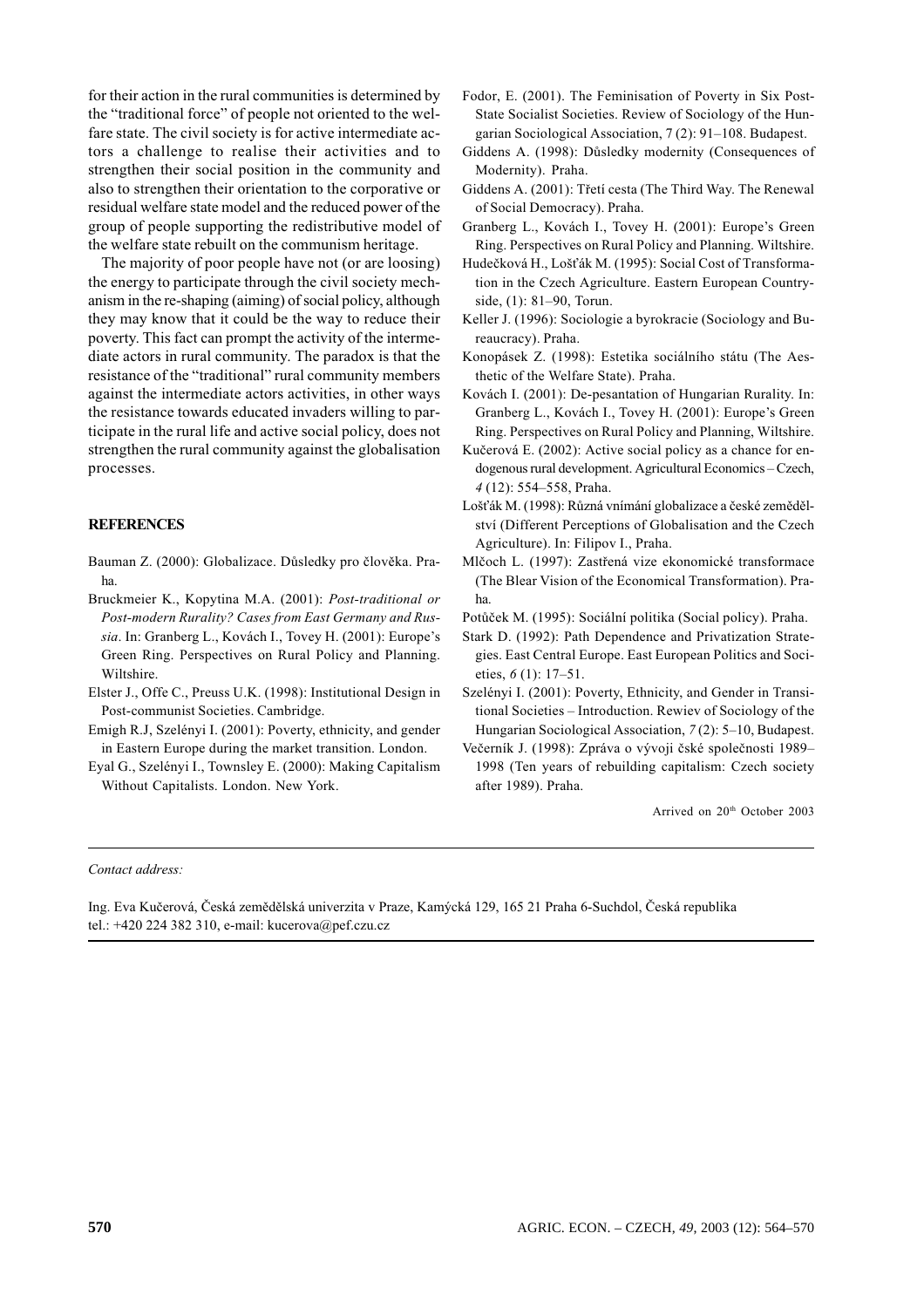for their action in the rural communities is determined by the "traditional force" of people not oriented to the welfare state. The civil society is for active intermediate actors a challenge to realise their activities and to strengthen their social position in the community and also to strengthen their orientation to the corporative or residual welfare state model and the reduced power of the group of people supporting the redistributive model of the welfare state rebuilt on the communism heritage.

The majority of poor people have not (or are loosing) the energy to participate through the civil society mechanism in the re-shaping (aiming) of social policy, although they may know that it could be the way to reduce their poverty. This fact can prompt the activity of the intermediate actors in rural community. The paradox is that the resistance of the "traditional" rural community members against the intermediate actors activities, in other ways the resistance towards educated invaders willing to participate in the rural life and active social policy, does not strengthen the rural community against the globalisation processes.

## REFERENCES

Bauman Z. (2000): Globalizace. Důsledky pro člověka. Praha.

Bruckmeier K., Kopytina M.A. (2001): *Post-traditional or Post-modern Rurality? Cases from East Germany and Russia*. In: Granberg L., Kovách I., Tovey H. (2001): Europe's Green Ring. Perspectives on Rural Policy and Planning. Wiltshire.

Elster J., Offe C., Preuss U.K. (1998): Institutional Design in Post-communist Societies. Cambridge.

Emigh R.J, Szelényi I. (2001): Poverty, ethnicity, and gender in Eastern Europe during the market transition. London.

Eyal G., Szelényi I., Townsley E. (2000): Making Capitalism Without Capitalists. London. New York.

Fodor, E. (2001). The Feminisation of Poverty in Six Post-State Socialist Societies. Review of Sociology of the Hungarian Sociological Association, 7 (2): 91–108. Budapest.

Giddens A. (1998): Důsledky modernity (Consequences of Modernity). Praha.

Giddens A. (2001): Třetí cesta (The Third Way. The Renewal of Social Democracy). Praha.

Granberg L., Kovách I., Tovey H. (2001): Europe's Green Ring. Perspectives on Rural Policy and Planning. Wiltshire.

Hudečková H., Lošťák M. (1995): Social Cost of Transformation in the Czech Agriculture. Eastern European Countryside, (1): 81–90, Torun.

Keller J. (1996): Sociologie a byrokracie (Sociology and Bureaucracy). Praha.

Konopásek Z. (1998): Estetika sociálního státu (The Aesthetic of the Welfare State). Praha.

Kovách I. (2001): De-pesantation of Hungarian Rurality. In: Granberg L., Kovách I., Tovey H. (2001): Europe's Green Ring. Perspectives on Rural Policy and Planning, Wiltshire.

Kučerová E. (2002): Active social policy as a chance for endogenous rural development. Agricultural Economics – Czech, *4* (12): 554–558, Praha.

Lošťák M. (1998): Různá vnímání globalizace a české zemědělství (Different Perceptions of Globalisation and the Czech Agriculture). In: Filipov I., Praha.

Mlčoch L. (1997): Zastřená vize ekonomické transformace (The Blear Vision of the Economical Transformation). Praha.

Potůček M. (1995): Sociální politika (Social policy). Praha.

Stark D. (1992): Path Dependence and Privatization Strategies. East Central Europe. East European Politics and Societies, *6* (1): 17–51.

Szelényi I. (2001): Poverty, Ethnicity, and Gender in Transitional Societies – Introduction. Rewiev of Sociology of the Hungarian Sociological Association, *7* (2): 5–10, Budapest.

Večerník J. (1998): Zpráva o vývoji čské společnosti 1989–1998 (Ten years of rebuilding capitalism: Czech society after 1989). Praha.

Arrived on 20th October 2003

*Contact address:*

Ing. Eva Kučerová, Česká zemědělská univerzita v Praze, Kamýcká 129, 165 21 Praha 6-Suchdol, Česká republika
tel.: +420 224 382 310, e-mail: kucerova@pef.czu.cz